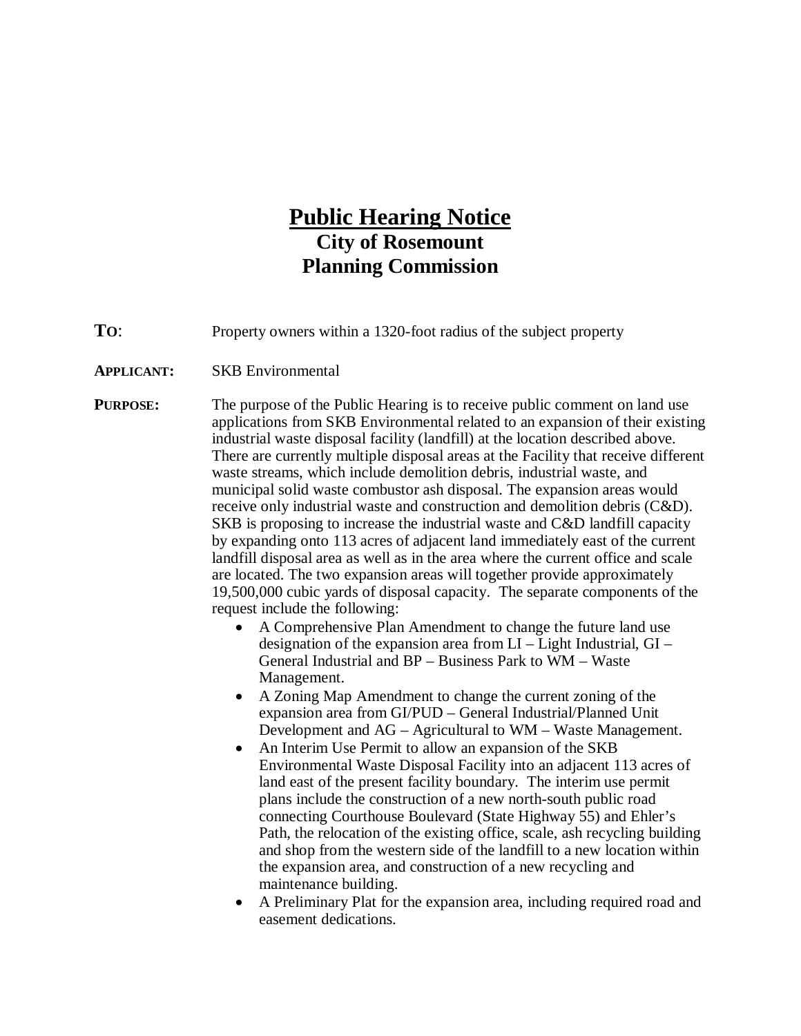# Public Hearing Notice

## City of Rosemount

## Planning Commission

**TO**: Property owners within a 1320-foot radius of the subject property

**APPLICANT:** SKB Environmental

**PURPOSE:** The purpose of the Public Hearing is to receive public comment on land use applications from SKB Environmental related to an expansion of their existing industrial waste disposal facility (landfill) at the location described above. There are currently multiple disposal areas at the Facility that receive different waste streams, which include demolition debris, industrial waste, and municipal solid waste combustor ash disposal. The expansion areas would receive only industrial waste and construction and demolition debris (C&D). SKB is proposing to increase the industrial waste and C&D landfill capacity by expanding onto 113 acres of adjacent land immediately east of the current landfill disposal area as well as in the area where the current office and scale are located. The two expansion areas will together provide approximately 19,500,000 cubic yards of disposal capacity. The separate components of the request include the following:

- A Comprehensive Plan Amendment to change the future land use designation of the expansion area from LI – Light Industrial, GI – General Industrial and BP – Business Park to WM – Waste Management.
- A Zoning Map Amendment to change the current zoning of the expansion area from GI/PUD – General Industrial/Planned Unit Development and AG – Agricultural to WM – Waste Management.
- An Interim Use Permit to allow an expansion of the SKB Environmental Waste Disposal Facility into an adjacent 113 acres of land east of the present facility boundary. The interim use permit plans include the construction of a new north-south public road connecting Courthouse Boulevard (State Highway 55) and Ehler's Path, the relocation of the existing office, scale, ash recycling building and shop from the western side of the landfill to a new location within the expansion area, and construction of a new recycling and maintenance building.
- A Preliminary Plat for the expansion area, including required road and easement dedications.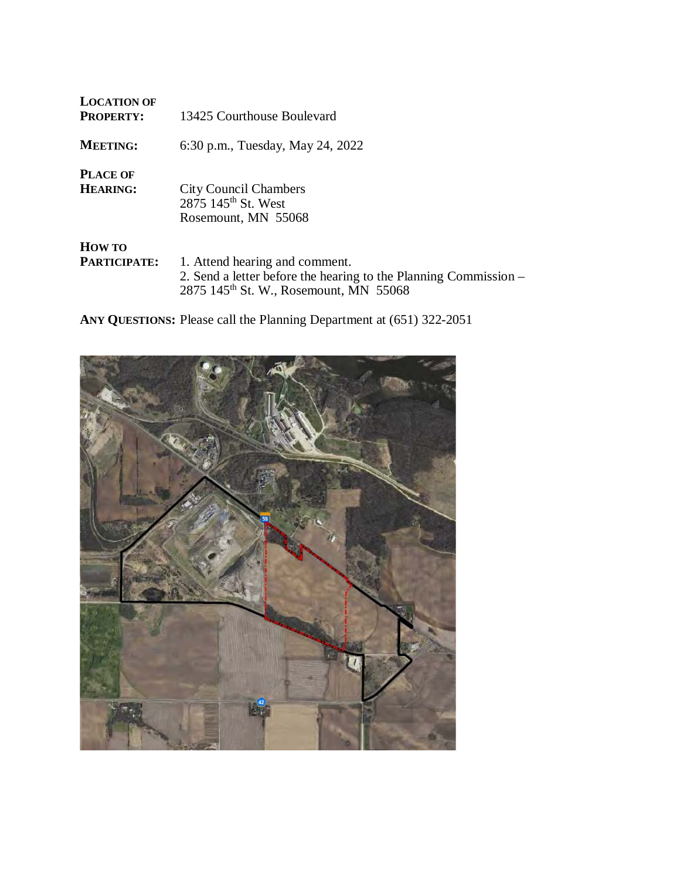**LOCATION OF PROPERTY:** 13425 Courthouse Boulevard

**MEETING:** 6:30 p.m., Tuesday, May 24, 2022

**PLACE OF HEARING:** City Council Chambers
2875 145th St. West
Rosemount, MN 55068

**HOW TO PARTICIPATE:**
1. Attend hearing and comment.
2. Send a letter before the hearing to the Planning Commission – 2875 145th St. W., Rosemount, MN 55068

**ANY QUESTIONS:** Please call the Planning Department at (651) 322-2051

55

42